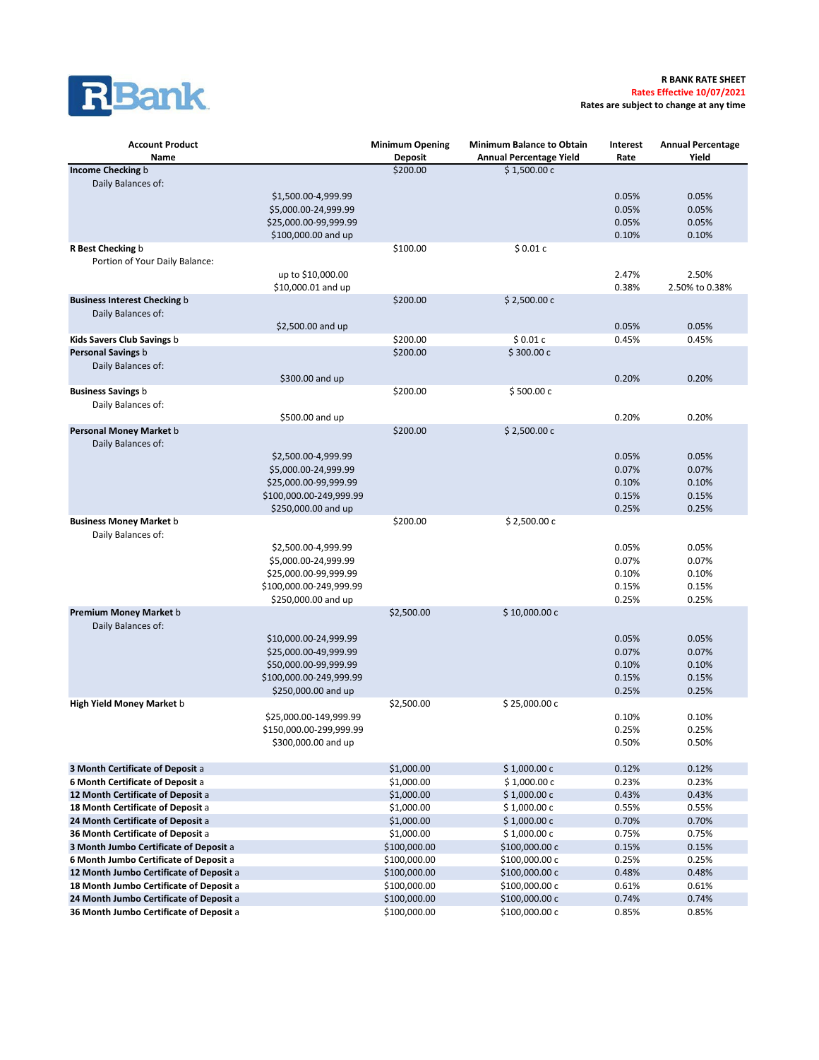RBank

**R BANK RATE SHEET**
**Rates Effective 10/07/2021**
**Rates are subject to change at any time**

| Account Product Name | | Minimum Opening Deposit | Minimum Balance to Obtain Annual Percentage Yield | Interest Rate | Annual Percentage Yield |
|---|---|---|---|---|---|
| **Income Checking** b | | $200.00 | $ 1,500.00 c | | |
| Daily Balances of: | | | | | |
| | $1,500.00-4,999.99 | | | 0.05% | 0.05% |
| | $5,000.00-24,999.99 | | | 0.05% | 0.05% |
| | $25,000.00-99,999.99 | | | 0.05% | 0.05% |
| | $100,000.00 and up | | | 0.10% | 0.10% |
| **R Best Checking** b | | $100.00 | $ 0.01 c | | |
| Portion of Your Daily Balance: | | | | | |
| | up to $10,000.00 | | | 2.47% | 2.50% |
| | $10,000.01 and up | | | 0.38% | 2.50% to 0.38% |
| **Business Interest Checking** b | | $200.00 | $ 2,500.00 c | | |
| Daily Balances of: | | | | | |
| | $2,500.00 and up | | | 0.05% | 0.05% |
| **Kids Savers Club Savings** b | | $200.00 | $ 0.01 c | 0.45% | 0.45% |
| **Personal Savings** b | | $200.00 | $ 300.00 c | | |
| Daily Balances of: | | | | | |
| | $300.00 and up | | | 0.20% | 0.20% |
| **Business Savings** b | | $200.00 | $ 500.00 c | | |
| Daily Balances of: | | | | | |
| | $500.00 and up | | | 0.20% | 0.20% |
| **Personal Money Market** b | | $200.00 | $ 2,500.00 c | | |
| Daily Balances of: | | | | | |
| | $2,500.00-4,999.99 | | | 0.05% | 0.05% |
| | $5,000.00-24,999.99 | | | 0.07% | 0.07% |
| | $25,000.00-99,999.99 | | | 0.10% | 0.10% |
| | $100,000.00-249,999.99 | | | 0.15% | 0.15% |
| | $250,000.00 and up | | | 0.25% | 0.25% |
| **Business Money Market** b | | $200.00 | $ 2,500.00 c | | |
| Daily Balances of: | | | | | |
| | $2,500.00-4,999.99 | | | 0.05% | 0.05% |
| | $5,000.00-24,999.99 | | | 0.07% | 0.07% |
| | $25,000.00-99,999.99 | | | 0.10% | 0.10% |
| | $100,000.00-249,999.99 | | | 0.15% | 0.15% |
| | $250,000.00 and up | | | 0.25% | 0.25% |
| **Premium Money Market** b | | $2,500.00 | $ 10,000.00 c | | |
| Daily Balances of: | | | | | |
| | $10,000.00-24,999.99 | | | 0.05% | 0.05% |
| | $25,000.00-49,999.99 | | | 0.07% | 0.07% |
| | $50,000.00-99,999.99 | | | 0.10% | 0.10% |
| | $100,000.00-249,999.99 | | | 0.15% | 0.15% |
| | $250,000.00 and up | | | 0.25% | 0.25% |
| **High Yield Money Market** b | | $2,500.00 | $ 25,000.00 c | | |
| | $25,000.00-149,999.99 | | | 0.10% | 0.10% |
| | $150,000.00-299,999.99 | | | 0.25% | 0.25% |
| | $300,000.00 and up | | | 0.50% | 0.50% |
| **3 Month Certificate of Deposit** a | | $1,000.00 | $ 1,000.00 c | 0.12% | 0.12% |
| **6 Month Certificate of Deposit** a | | $1,000.00 | $ 1,000.00 c | 0.23% | 0.23% |
| **12 Month Certificate of Deposit** a | | $1,000.00 | $ 1,000.00 c | 0.43% | 0.43% |
| **18 Month Certificate of Deposit** a | | $1,000.00 | $ 1,000.00 c | 0.55% | 0.55% |
| **24 Month Certificate of Deposit** a | | $1,000.00 | $ 1,000.00 c | 0.70% | 0.70% |
| **36 Month Certificate of Deposit** a | | $1,000.00 | $ 1,000.00 c | 0.75% | 0.75% |
| **3 Month Jumbo Certificate of Deposit** a | | $100,000.00 | $100,000.00 c | 0.15% | 0.15% |
| **6 Month Jumbo Certificate of Deposit** a | | $100,000.00 | $100,000.00 c | 0.25% | 0.25% |
| **12 Month Jumbo Certificate of Deposit** a | | $100,000.00 | $100,000.00 c | 0.48% | 0.48% |
| **18 Month Jumbo Certificate of Deposit** a | | $100,000.00 | $100,000.00 c | 0.61% | 0.61% |
| **24 Month Jumbo Certificate of Deposit** a | | $100,000.00 | $100,000.00 c | 0.74% | 0.74% |
| **36 Month Jumbo Certificate of Deposit** a | | $100,000.00 | $100,000.00 c | 0.85% | 0.85% |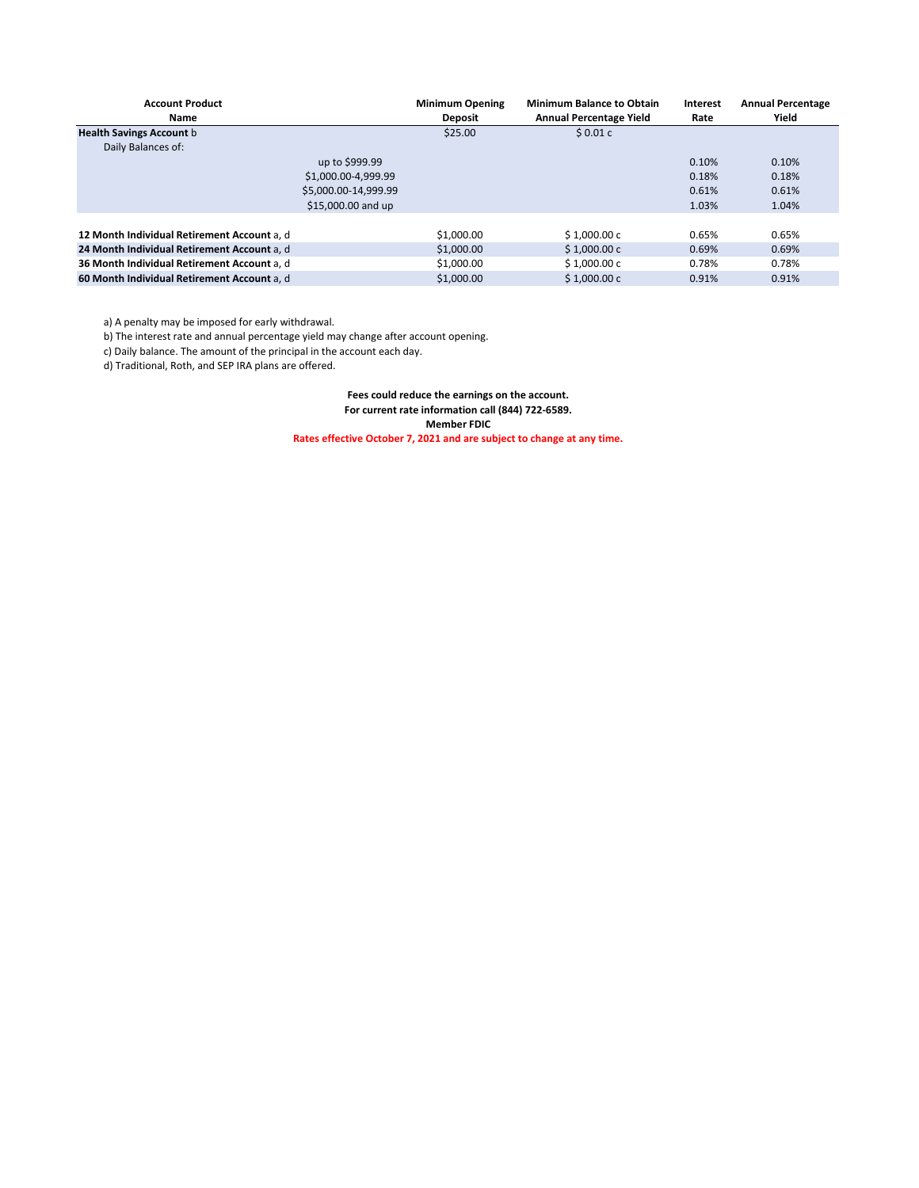| Account Product Name | Minimum Opening Deposit | Minimum Balance to Obtain Annual Percentage Yield | Interest Rate | Annual Percentage Yield |
|---|---|---|---|---|
| **Health Savings Account** b | $25.00 | $ 0.01 c | | |
| Daily Balances of: | | | | |
| up to $999.99 | | | 0.10% | 0.10% |
| $1,000.00-4,999.99 | | | 0.18% | 0.18% |
| $5,000.00-14,999.99 | | | 0.61% | 0.61% |
| $15,000.00 and up | | | 1.03% | 1.04% |
| **12 Month Individual Retirement Account** a, d | $1,000.00 | $ 1,000.00 c | 0.65% | 0.65% |
| **24 Month Individual Retirement Account** a, d | $1,000.00 | $ 1,000.00 c | 0.69% | 0.69% |
| **36 Month Individual Retirement Account** a, d | $1,000.00 | $ 1,000.00 c | 0.78% | 0.78% |
| **60 Month Individual Retirement Account** a, d | $1,000.00 | $ 1,000.00 c | 0.91% | 0.91% |

a) A penalty may be imposed for early withdrawal.
b) The interest rate and annual percentage yield may change after account opening.
c) Daily balance. The amount of the principal in the account each day.
d) Traditional, Roth, and SEP IRA plans are offered.

**Fees could reduce the earnings on the account.**
**For current rate information call (844) 722-6589.**
**Member FDIC**
**Rates effective October 7, 2021 and are subject to change at any time.**